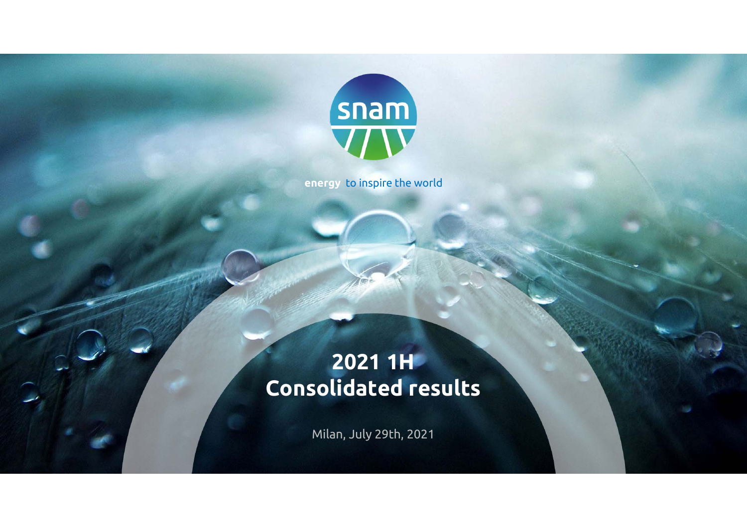snam

energy to inspire the world

# 2021 1H Consolidated results

Milan, July 29th, 2021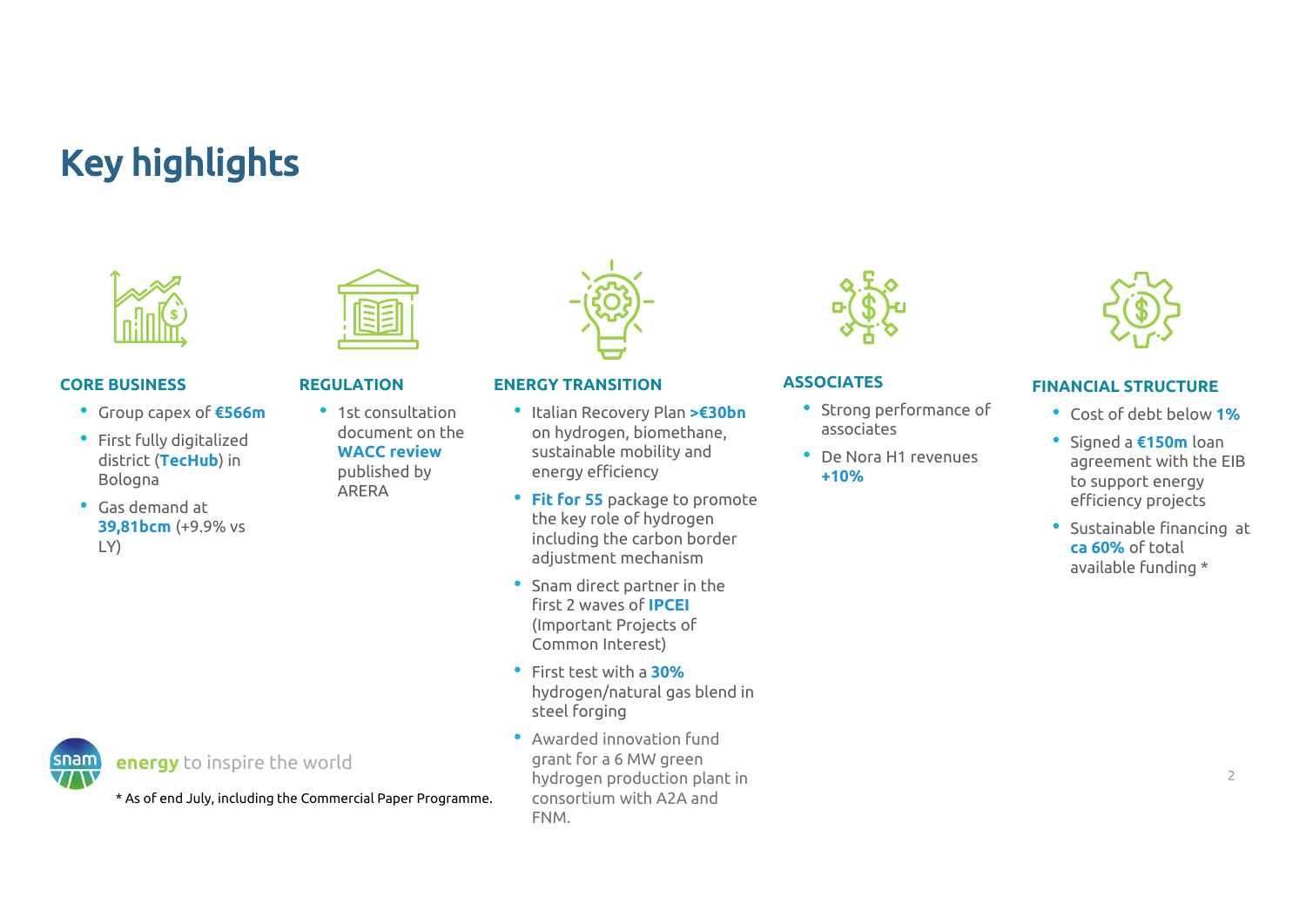# Key highlights

## CORE BUSINESS

- Group capex of **€566m**
- First fully digitalized district (**TecHub**) in Bologna
- Gas demand at **39,81bcm** (+9.9% vs LY)

## REGULATION

- 1st consultation document on the **WACC review** published by ARERA

## ENERGY TRANSITION

- Italian Recovery Plan **>€30bn** on hydrogen, biomethane, sustainable mobility and energy efficiency
- **Fit for 55** package to promote the key role of hydrogen including the carbon border adjustment mechanism
- Snam direct partner in the first 2 waves of **IPCEI** (Important Projects of Common Interest)
- First test with a **30%** hydrogen/natural gas blend in steel forging
- Awarded innovation fund grant for a 6 MW green hydrogen production plant in consortium with A2A and FNM.

## ASSOCIATES

- Strong performance of associates
- De Nora H1 revenues **+10%**

## FINANCIAL STRUCTURE

- Cost of debt below **1%**
- Signed a **€150m** loan agreement with the EIB to support energy efficiency projects
- Sustainable financing at **ca 60%** of total available funding *

**energy** to inspire the world

* As of end July, including the Commercial Paper Programme.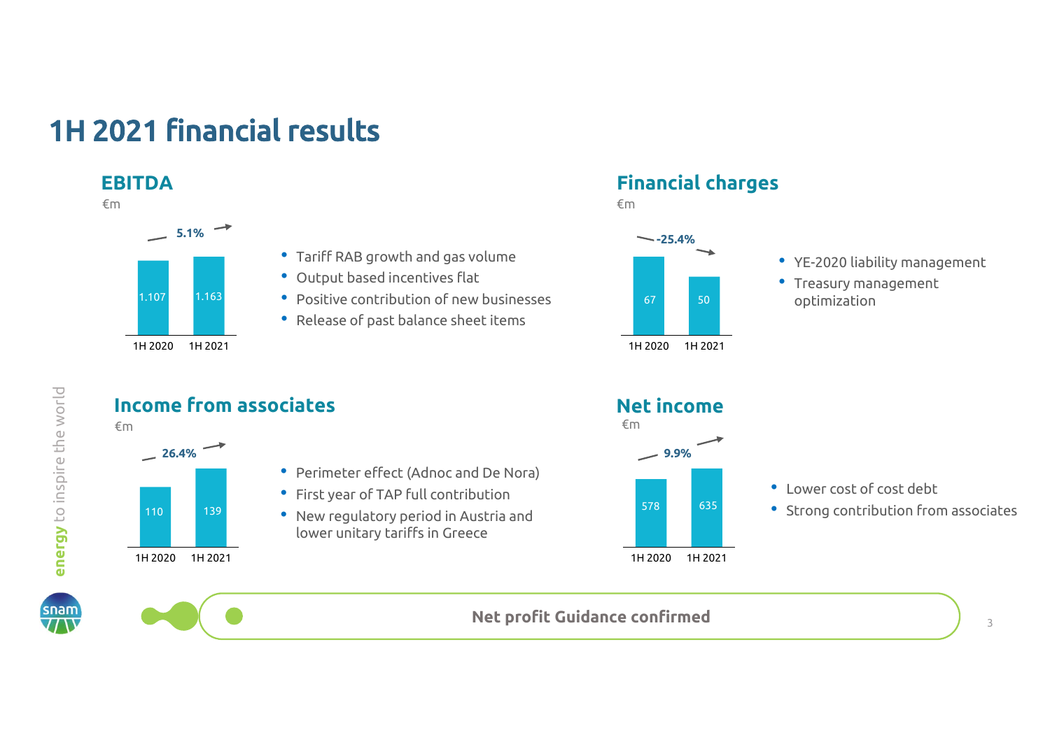# 1H 2021 financial results

## EBITDA

€m

| | 1H 2020 | 1H 2021 |
|---|---|---|
| EBITDA | 1.107 | 1.163 |

5.1%

- Tariff RAB growth and gas volume
- Output based incentives flat
- Positive contribution of new businesses
- Release of past balance sheet items

## Financial charges

€m

| | 1H 2020 | 1H 2021 |
|---|---|---|
| Financial charges | 67 | 50 |

-25.4%

- YE-2020 liability management
- Treasury management optimization

## Income from associates

€m

| | 1H 2020 | 1H 2021 |
|---|---|---|
| Income from associates | 110 | 139 |

26.4%

- Perimeter effect (Adnoc and De Nora)
- First year of TAP full contribution
- New regulatory period in Austria and lower unitary tariffs in Greece

## Net income

€m

| | 1H 2020 | 1H 2021 |
|---|---|---|
| Net income | 578 | 635 |

9.9%

- Lower cost of cost debt
- Strong contribution from associates

**Net profit Guidance confirmed**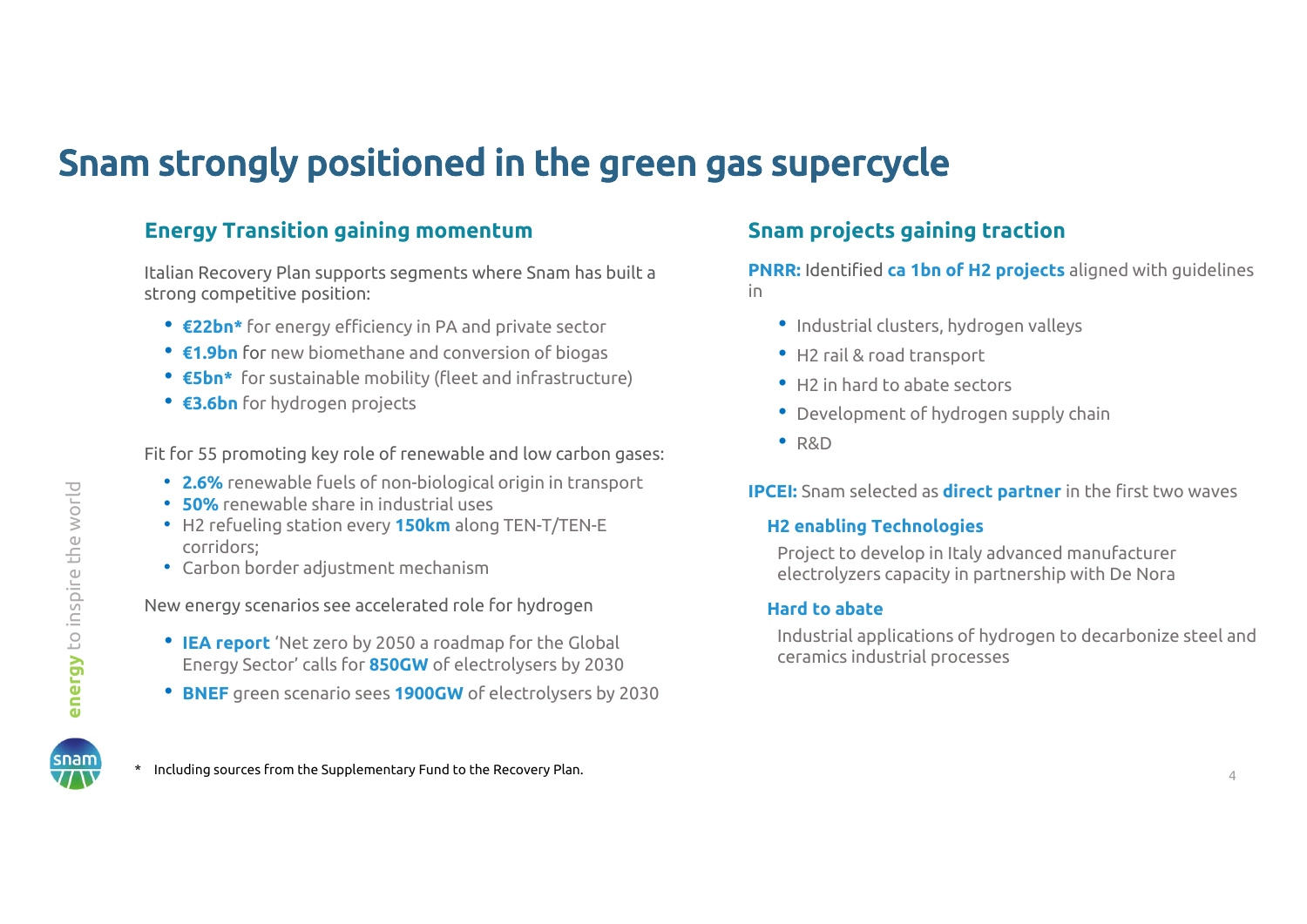# Snam strongly positioned in the green gas supercycle

## Energy Transition gaining momentum

Italian Recovery Plan supports segments where Snam has built a strong competitive position:

- **€22bn*** for energy efficiency in PA and private sector
- **€1.9bn** for new biomethane and conversion of biogas
- **€5bn*** for sustainable mobility (fleet and infrastructure)
- **€3.6bn** for hydrogen projects

Fit for 55 promoting key role of renewable and low carbon gases:

- **2.6%** renewable fuels of non-biological origin in transport
- **50%** renewable share in industrial uses
- H2 refueling station every **150km** along TEN-T/TEN-E corridors;
- Carbon border adjustment mechanism

New energy scenarios see accelerated role for hydrogen

- **IEA report** 'Net zero by 2050 a roadmap for the Global Energy Sector' calls for **850GW** of electrolysers by 2030
- **BNEF** green scenario sees **1900GW** of electrolysers by 2030

## Snam projects gaining traction

**PNRR:** Identified **ca 1bn of H2 projects** aligned with guidelines in

- Industrial clusters, hydrogen valleys
- H2 rail & road transport
- H2 in hard to abate sectors
- Development of hydrogen supply chain
- R&D

**IPCEI:** Snam selected as **direct partner** in the first two waves

### H2 enabling Technologies

Project to develop in Italy advanced manufacturer electrolyzers capacity in partnership with De Nora

### Hard to abate

Industrial applications of hydrogen to decarbonize steel and ceramics industrial processes

\* Including sources from the Supplementary Fund to the Recovery Plan.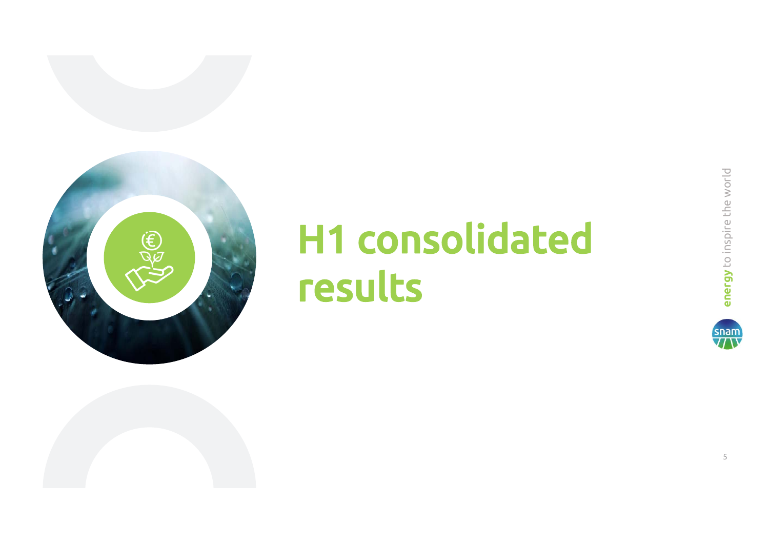# H1 consolidated results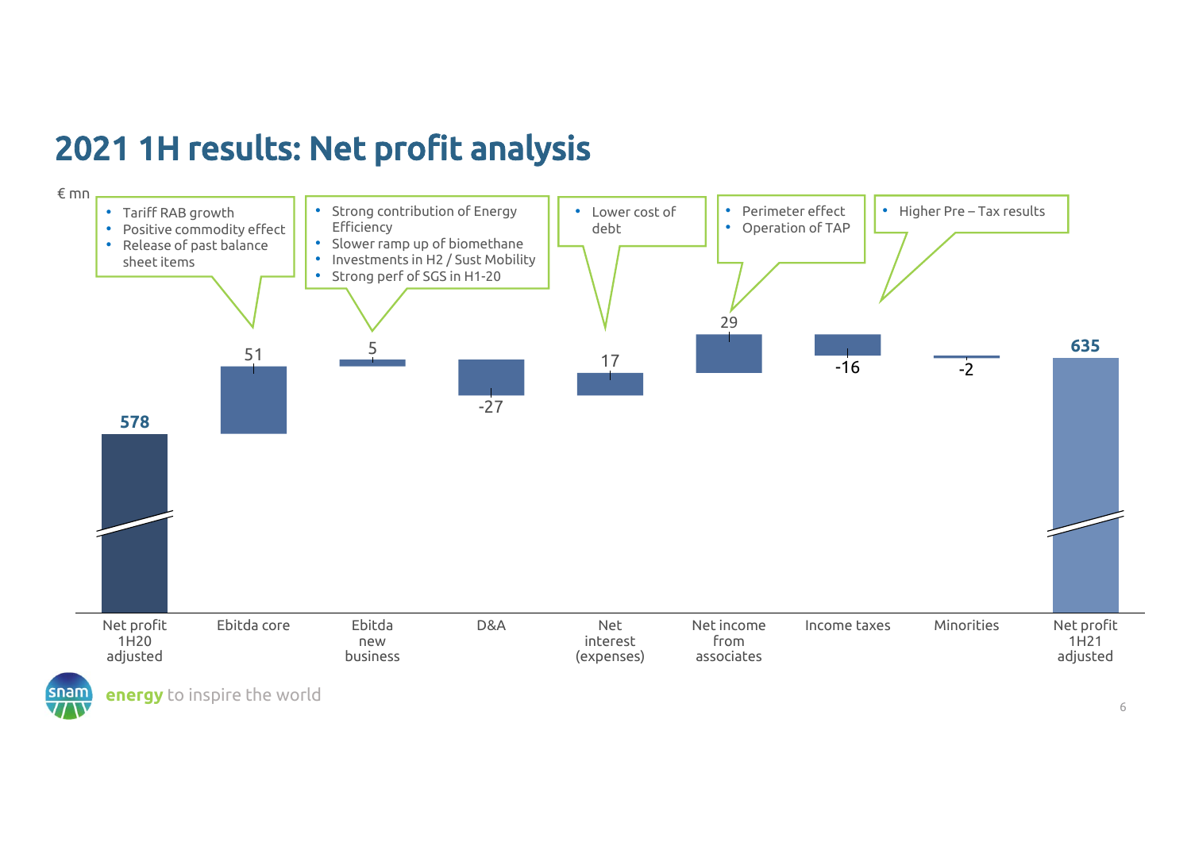# 2021 1H results: Net profit analysis

€ mn

| Net profit 1H20 adjusted | Ebitda core | Ebitda new business | D&A | Net interest (expenses) | Net income from associates | Income taxes | Minorities | Net profit 1H21 adjusted |
|---|---|---|---|---|---|---|---|---|
| 578 | 51 | 5 | -27 | 17 | 29 | -16 | -2 | 635 |

**Ebitda core:**
- Tariff RAB growth
- Positive commodity effect
- Release of past balance sheet items

**Ebitda new business:**
- Strong contribution of Energy Efficiency
- Slower ramp up of biomethane
- Investments in H2 / Sust Mobility
- Strong perf of SGS in H1-20

**Net interest (expenses):**
- Lower cost of debt

**Net income from associates:**
- Perimeter effect
- Operation of TAP

**Income taxes:**
- Higher Pre – Tax results

**energy** to inspire the world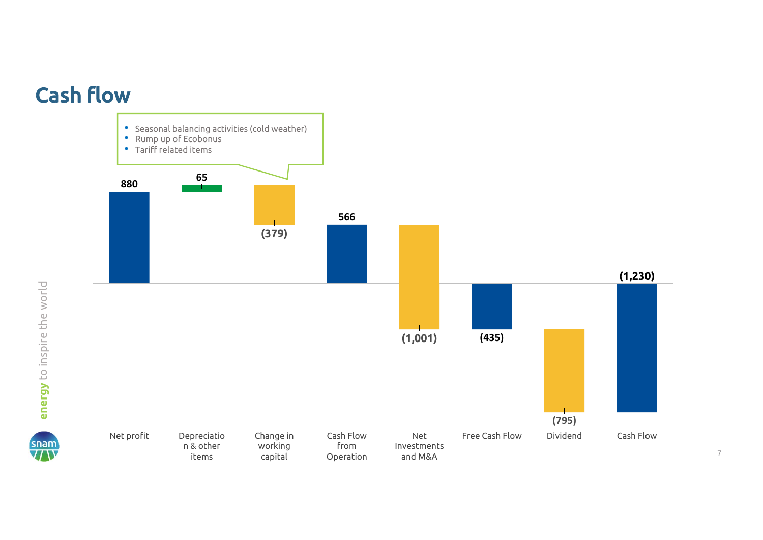# Cash flow

- Seasonal balancing activities (cold weather)
- Rump up of Ecobonus
- Tariff related items

| Net profit | Depreciation & other items | Change in working capital | Cash Flow from Operation | Net Investments and M&A | Free Cash Flow | Dividend | Cash Flow |
|---|---|---|---|---|---|---|---|
| 880 | 65 | (379) | 566 | (1,001) | (435) | (795) | (1,230) |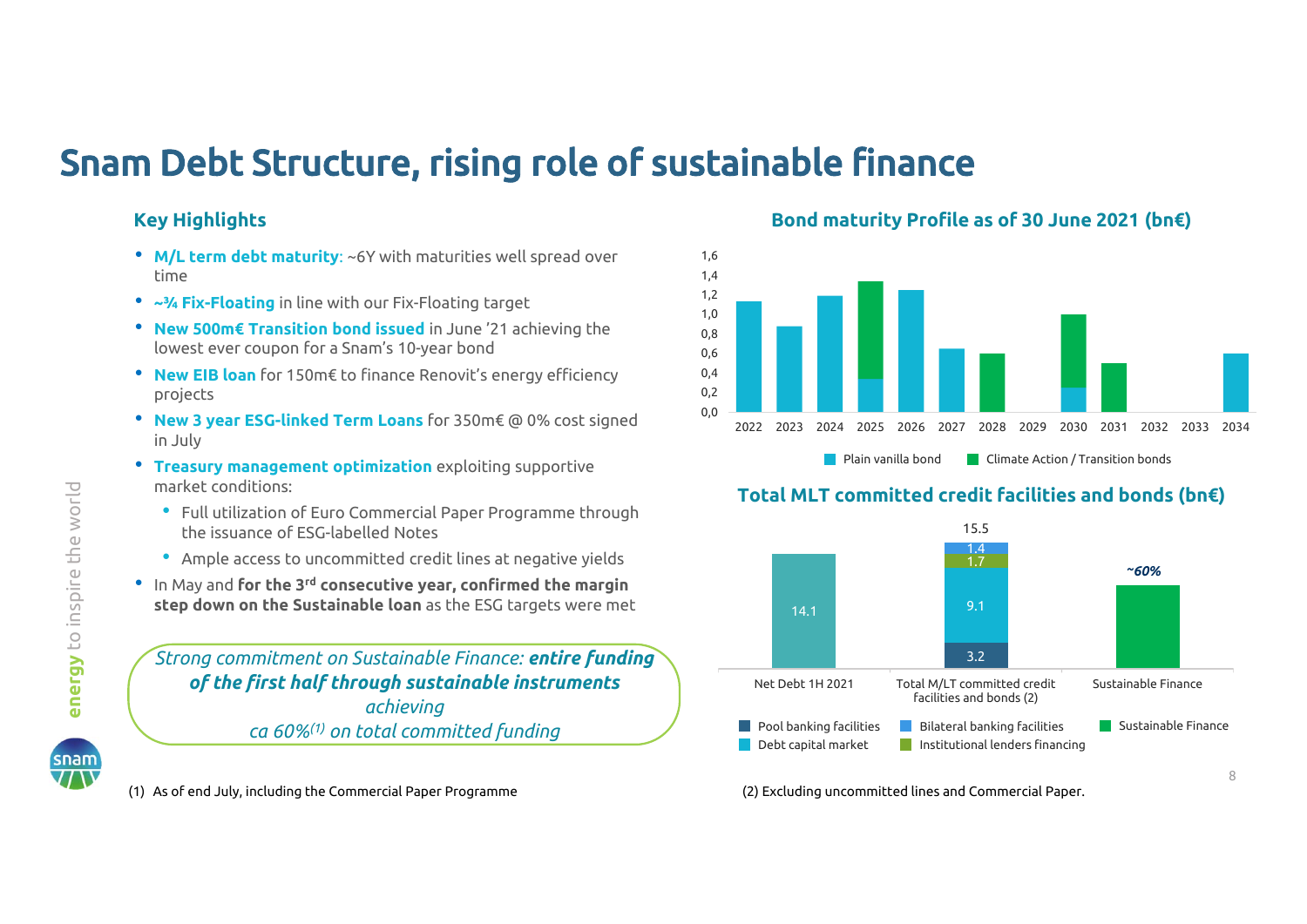# Snam Debt Structure, rising role of sustainable finance

## Key Highlights

- **M/L term debt maturity**: ~6Y with maturities well spread over time
- **~¾ Fix-Floating** in line with our Fix-Floating target
- **New 500m€ Transition bond issued** in June '21 achieving the lowest ever coupon for a Snam's 10-year bond
- **New EIB loan** for 150m€ to finance Renovit's energy efficiency projects
- **New 3 year ESG-linked Term Loans** for 350m€ @ 0% cost signed in July
- **Treasury management optimization** exploiting supportive market conditions:
  - Full utilization of Euro Commercial Paper Programme through the issuance of ESG-labelled Notes
  - Ample access to uncommitted credit lines at negative yields
- In May and **for the 3rd consecutive year, confirmed the margin step down on the Sustainable loan** as the ESG targets were met

*Strong commitment on Sustainable Finance: **entire funding of the first half through sustainable instruments** achieving ca 60%(1) on total committed funding*

## Bond maturity Profile as of 30 June 2021 (bn€)

| Year | Plain vanilla bond | Climate Action / Transition bonds |
|---|---|---|
| 2022 | ~1.13 | |
| 2023 | ~0.88 | |
| 2024 | ~1.18 | |
| 2025 | ~0.35 | ~1.0 |
| 2026 | ~1.25 | |
| 2027 | ~0.65 | |
| 2028 | | ~0.6 |
| 2029 | | |
| 2030 | ~0.25 | ~0.75 |
| 2031 | | ~0.5 |
| 2032 | | |
| 2033 | | |
| 2034 | ~0.6 | |

## Total MLT committed credit facilities and bonds (bn€)

| | Net Debt 1H 2021 | Total M/LT committed credit facilities and bonds (2) | Sustainable Finance |
|---|---|---|---|
| Net Debt | 14.1 | | |
| Pool banking facilities | | 3.2 | |
| Debt capital market | | 9.1 | |
| Institutional lenders financing | | 1.7 | |
| Bilateral banking facilities | | 1.4 | |
| Sustainable Finance | | | ~60% |
| **Total** | 14.1 | 15.5 | |

(1) As of end July, including the Commercial Paper Programme

(2) Excluding uncommitted lines and Commercial Paper.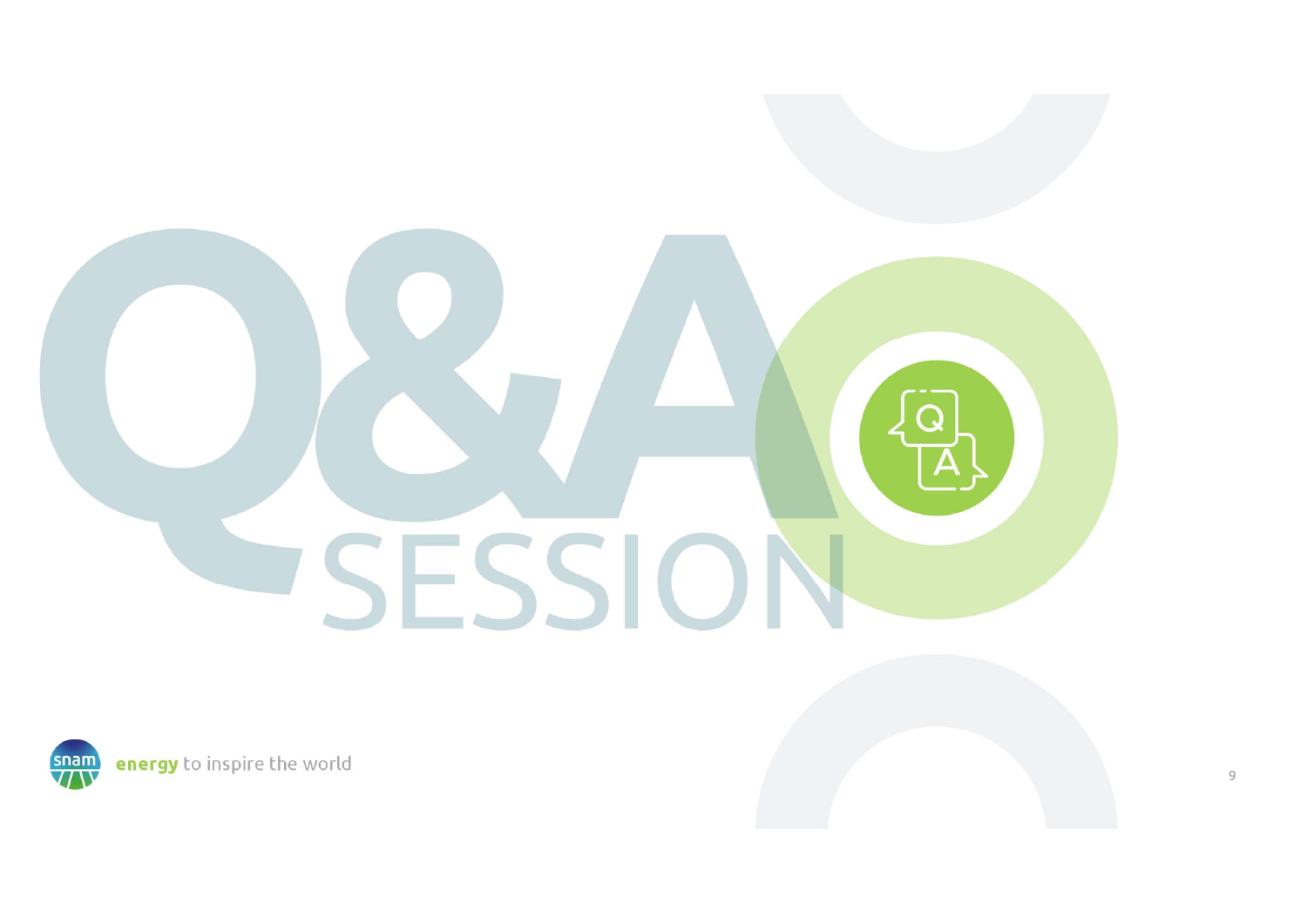# Q&A SESSION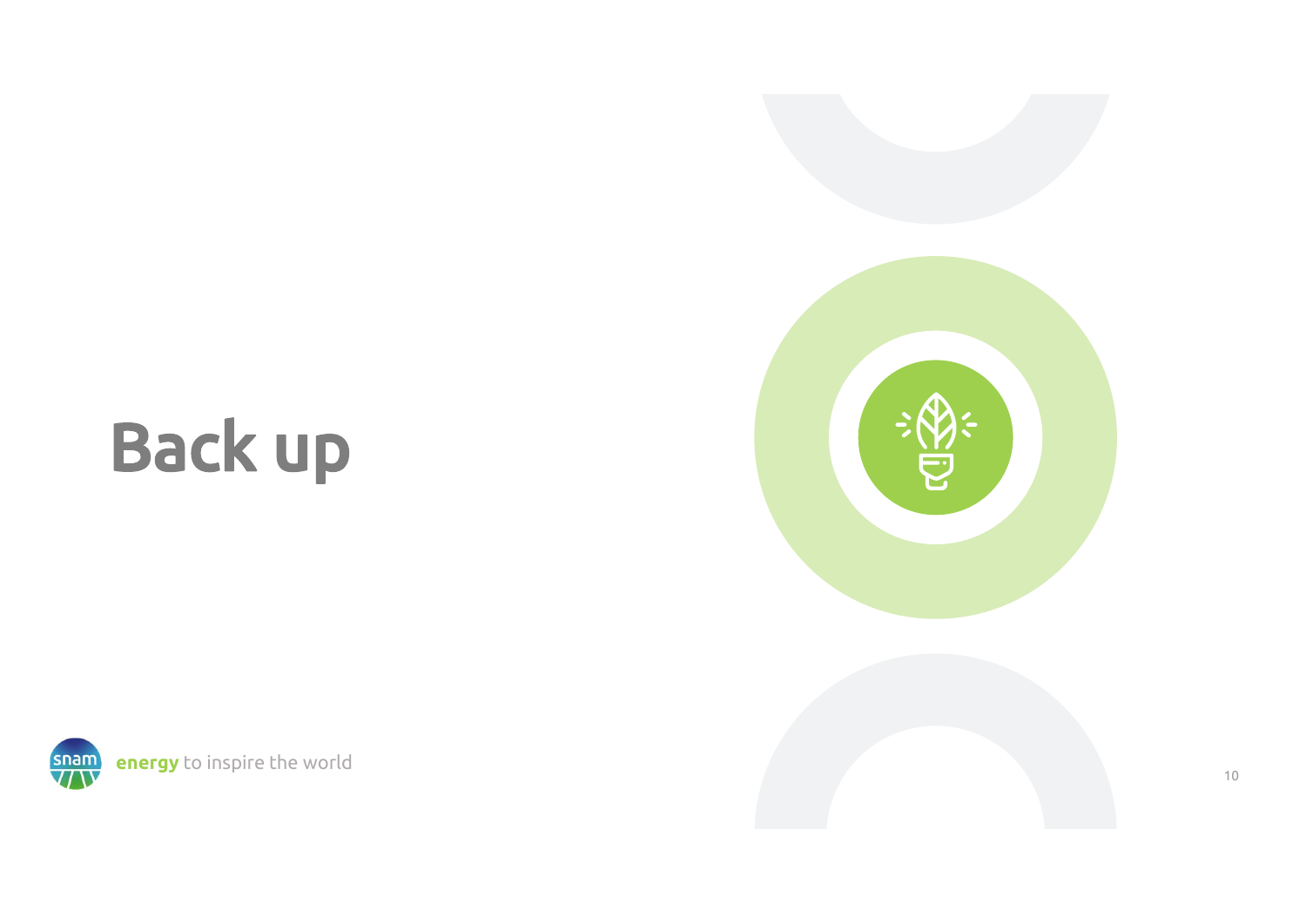# Back up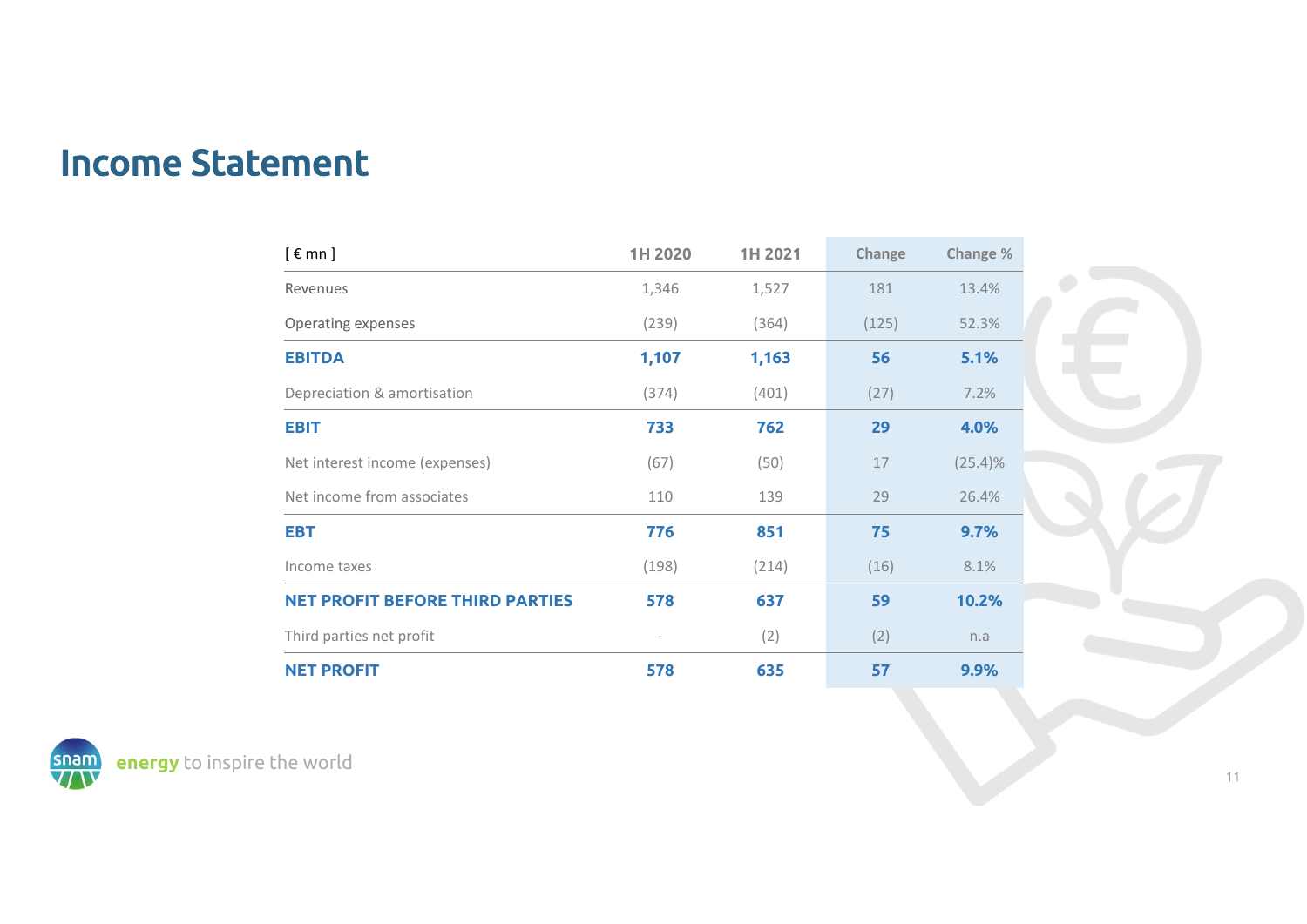# Income Statement

| [ € mn ] | 1H 2020 | 1H 2021 | Change | Change % |
|---|---|---|---|---|
| Revenues | 1,346 | 1,527 | 181 | 13.4% |
| Operating expenses | (239) | (364) | (125) | 52.3% |
| **EBITDA** | **1,107** | **1,163** | **56** | **5.1%** |
| Depreciation & amortisation | (374) | (401) | (27) | 7.2% |
| **EBIT** | **733** | **762** | **29** | **4.0%** |
| Net interest income (expenses) | (67) | (50) | 17 | (25.4)% |
| Net income from associates | 110 | 139 | 29 | 26.4% |
| **EBT** | **776** | **851** | **75** | **9.7%** |
| Income taxes | (198) | (214) | (16) | 8.1% |
| **NET PROFIT BEFORE THIRD PARTIES** | **578** | **637** | **59** | **10.2%** |
| Third parties net profit | - | (2) | (2) | n.a |
| **NET PROFIT** | **578** | **635** | **57** | **9.9%** |

energy to inspire the world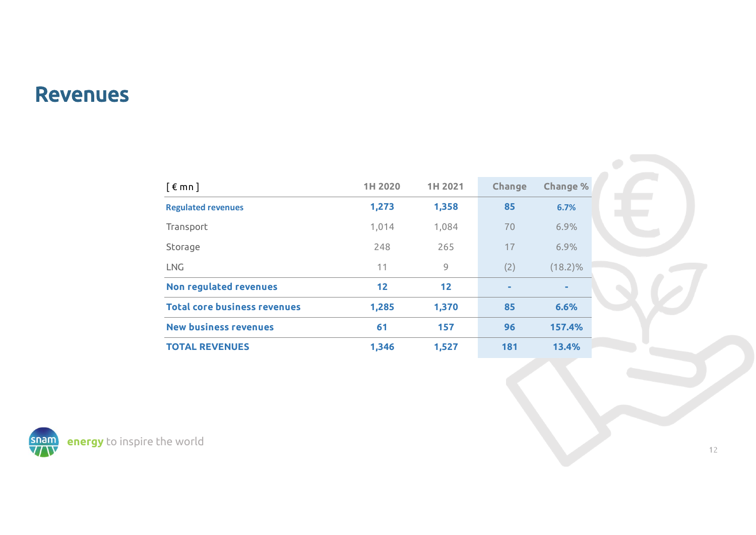# Revenues

| [ € mn ] | 1H 2020 | 1H 2021 | Change | Change % |
|---|---|---|---|---|
| **Regulated revenues** | **1,273** | **1,358** | **85** | **6.7%** |
| Transport | 1,014 | 1,084 | 70 | 6.9% |
| Storage | 248 | 265 | 17 | 6.9% |
| LNG | 11 | 9 | (2) | (18.2)% |
| **Non regulated revenues** | **12** | **12** | **-** | **-** |
| **Total core business revenues** | **1,285** | **1,370** | **85** | **6.6%** |
| **New business revenues** | **61** | **157** | **96** | **157.4%** |
| **TOTAL REVENUES** | **1,346** | **1,527** | **181** | **13.4%** |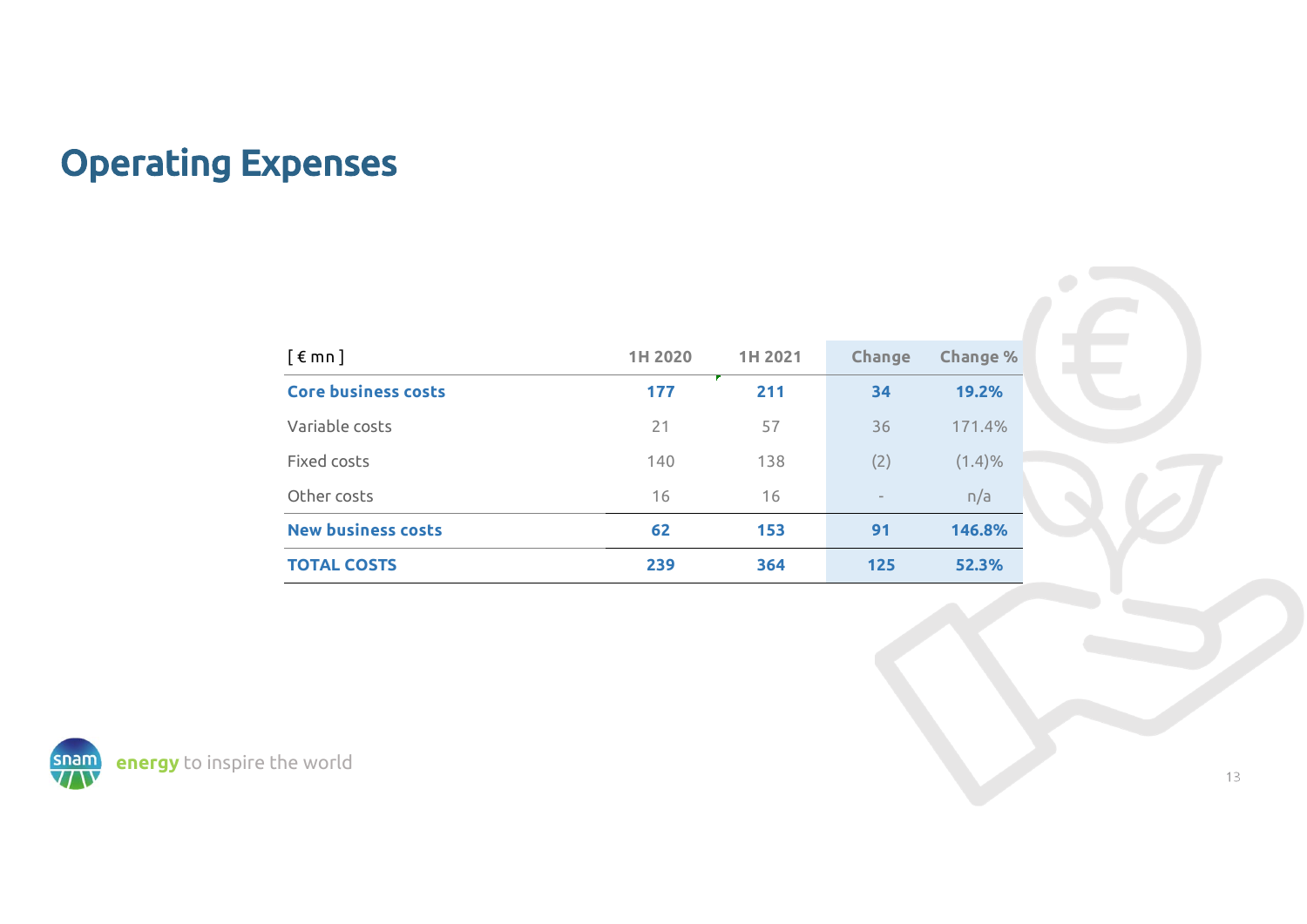# Operating Expenses

| [ € mn ] | 1H 2020 | 1H 2021 | Change | Change % |
|---|---|---|---|---|
| **Core business costs** | **177** | **211** | **34** | **19.2%** |
| Variable costs | 21 | 57 | 36 | 171.4% |
| Fixed costs | 140 | 138 | (2) | (1.4)% |
| Other costs | 16 | 16 | - | n/a |
| **New business costs** | **62** | **153** | **91** | **146.8%** |
| **TOTAL COSTS** | **239** | **364** | **125** | **52.3%** |

snam **energy** to inspire the world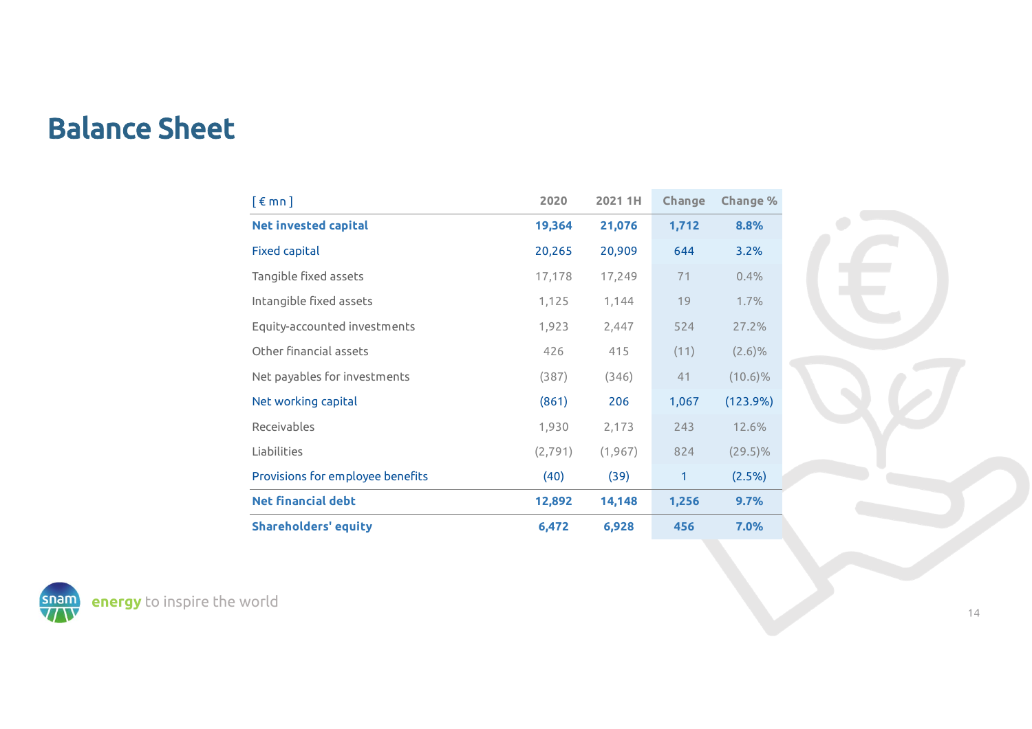# Balance Sheet

| [ € mn ] | 2020 | 2021 1H | Change | Change % |
|---|---|---|---|---|
| **Net invested capital** | **19,364** | **21,076** | **1,712** | **8.8%** |
| Fixed capital | 20,265 | 20,909 | 644 | 3.2% |
| Tangible fixed assets | 17,178 | 17,249 | 71 | 0.4% |
| Intangible fixed assets | 1,125 | 1,144 | 19 | 1.7% |
| Equity-accounted investments | 1,923 | 2,447 | 524 | 27.2% |
| Other financial assets | 426 | 415 | (11) | (2.6)% |
| Net payables for investments | (387) | (346) | 41 | (10.6)% |
| Net working capital | (861) | 206 | 1,067 | (123.9%) |
| Receivables | 1,930 | 2,173 | 243 | 12.6% |
| Liabilities | (2,791) | (1,967) | 824 | (29.5)% |
| Provisions for employee benefits | (40) | (39) | 1 | (2.5%) |
| **Net financial debt** | **12,892** | **14,148** | **1,256** | **9.7%** |
| **Shareholders' equity** | **6,472** | **6,928** | **456** | **7.0%** |

snam **energy** to inspire the world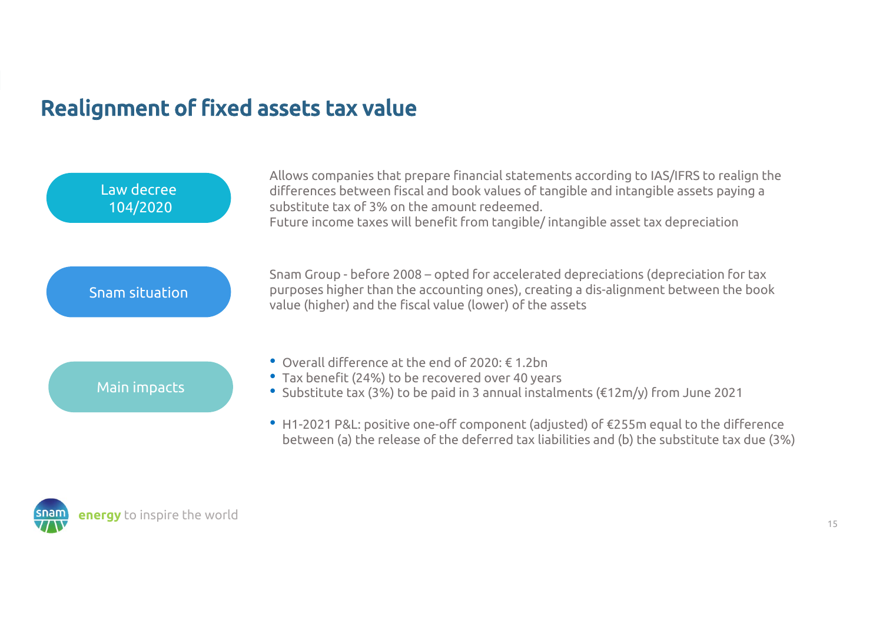# Realignment of fixed assets tax value

**Law decree 104/2020**

Allows companies that prepare financial statements according to IAS/IFRS to realign the differences between fiscal and book values of tangible and intangible assets paying a substitute tax of 3% on the amount redeemed.
Future income taxes will benefit from tangible/ intangible asset tax depreciation

**Snam situation**

Snam Group - before 2008 – opted for accelerated depreciations (depreciation for tax purposes higher than the accounting ones), creating a dis-alignment between the book value (higher) and the fiscal value (lower) of the assets

**Main impacts**

- Overall difference at the end of 2020: € 1.2bn
- Tax benefit (24%) to be recovered over 40 years
- Substitute tax (3%) to be paid in 3 annual instalments (€12m/y) from June 2021

- H1-2021 P&L: positive one-off component (adjusted) of €255m equal to the difference between (a) the release of the deferred tax liabilities and (b) the substitute tax due (3%)

**energy** to inspire the world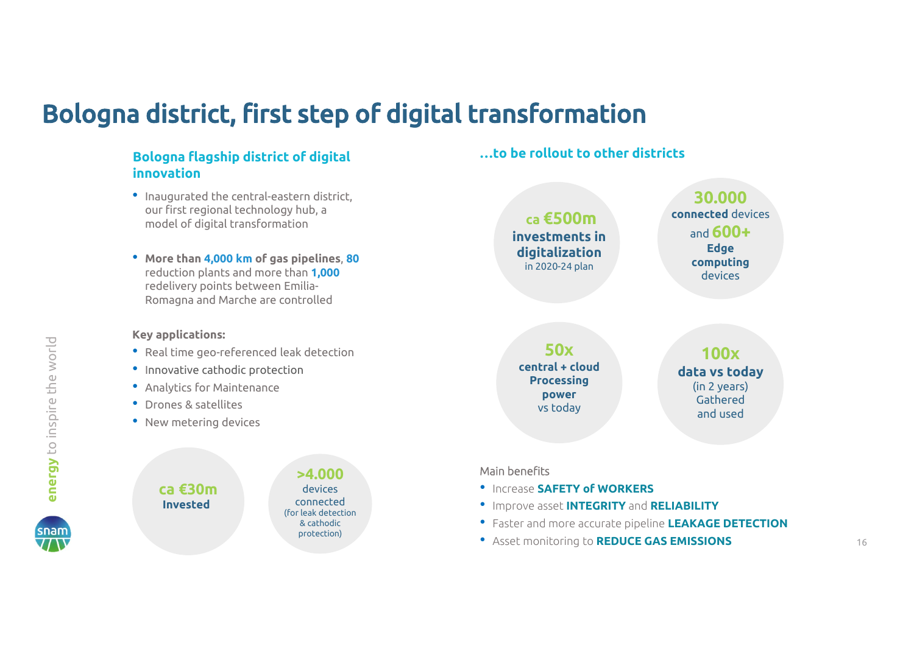# Bologna district, first step of digital transformation

## Bologna flagship district of digital innovation

- Inaugurated the central-eastern district, our first regional technology hub, a model of digital transformation
- **More than 4,000 km of gas pipelines**, **80** reduction plants and more than **1,000** redelivery points between Emilia-Romagna and Marche are controlled

**Key applications:**

- Real time geo-referenced leak detection
- Innovative cathodic protection
- Analytics for Maintenance
- Drones & satellites
- New metering devices

**ca €30m**
**Invested**

**>4.000**
devices connected
(for leak detection & cathodic protection)

## …to be rollout to other districts

**ca €500m**
**investments in digitalization**
in 2020-24 plan

**30.000**
**connected** devices and **600+** **Edge computing** devices

**50x**
**central + cloud Processing power** vs today

**100x**
**data vs today**
(in 2 years)
Gathered and used

Main benefits

- Increase **SAFETY of WORKERS**
- Improve asset **INTEGRITY** and **RELIABILITY**
- Faster and more accurate pipeline **LEAKAGE DETECTION**
- Asset monitoring to **REDUCE GAS EMISSIONS**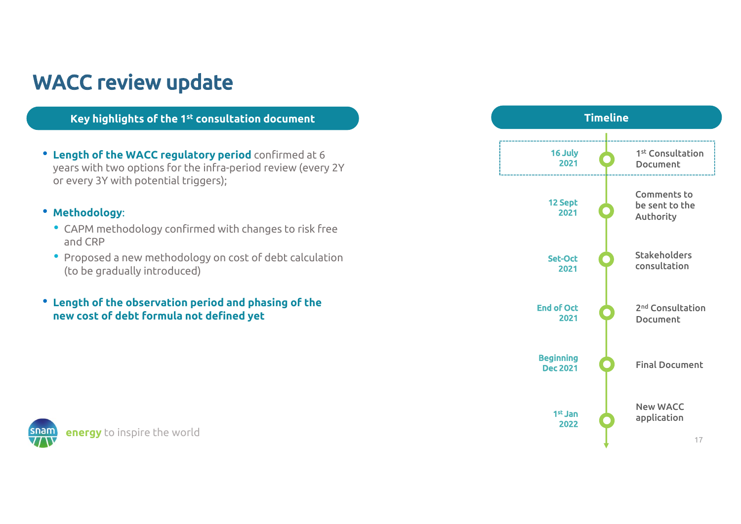# WACC review update

## Key highlights of the 1st consultation document

- **Length of the WACC regulatory period** confirmed at 6 years with two options for the infra-period review (every 2Y or every 3Y with potential triggers);
- **Methodology**:
  - CAPM methodology confirmed with changes to risk free and CRP
  - Proposed a new methodology on cost of debt calculation (to be gradually introduced)
- **Length of the observation period and phasing of the new cost of debt formula not defined yet**

## Timeline

| Date | Event |
|---|---|
| 16 July 2021 | 1st Consultation Document |
| 12 Sept 2021 | Comments to be sent to the Authority |
| Set-Oct 2021 | Stakeholders consultation |
| End of Oct 2021 | 2nd Consultation Document |
| Beginning Dec 2021 | Final Document |
| 1st Jan 2022 | New WACC application |

energy to inspire the world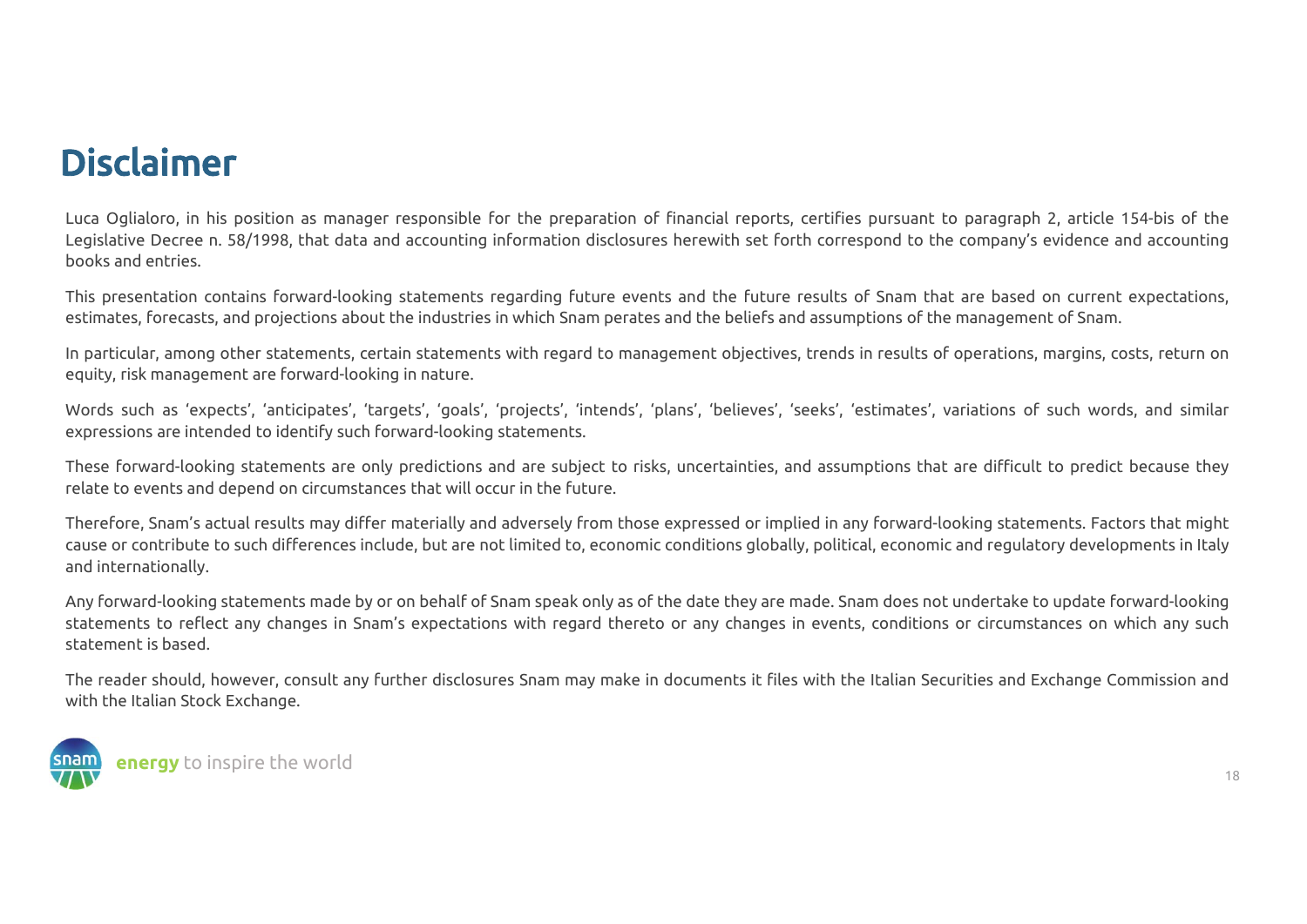# Disclaimer

Luca Oglialoro, in his position as manager responsible for the preparation of financial reports, certifies pursuant to paragraph 2, article 154-bis of the Legislative Decree n. 58/1998, that data and accounting information disclosures herewith set forth correspond to the company's evidence and accounting books and entries.

This presentation contains forward-looking statements regarding future events and the future results of Snam that are based on current expectations, estimates, forecasts, and projections about the industries in which Snam perates and the beliefs and assumptions of the management of Snam.

In particular, among other statements, certain statements with regard to management objectives, trends in results of operations, margins, costs, return on equity, risk management are forward-looking in nature.

Words such as 'expects', 'anticipates', 'targets', 'goals', 'projects', 'intends', 'plans', 'believes', 'seeks', 'estimates', variations of such words, and similar expressions are intended to identify such forward-looking statements.

These forward-looking statements are only predictions and are subject to risks, uncertainties, and assumptions that are difficult to predict because they relate to events and depend on circumstances that will occur in the future.

Therefore, Snam's actual results may differ materially and adversely from those expressed or implied in any forward-looking statements. Factors that might cause or contribute to such differences include, but are not limited to, economic conditions globally, political, economic and regulatory developments in Italy and internationally.

Any forward-looking statements made by or on behalf of Snam speak only as of the date they are made. Snam does not undertake to update forward-looking statements to reflect any changes in Snam's expectations with regard thereto or any changes in events, conditions or circumstances on which any such statement is based.

The reader should, however, consult any further disclosures Snam may make in documents it files with the Italian Securities and Exchange Commission and with the Italian Stock Exchange.

snam **energy** to inspire the world